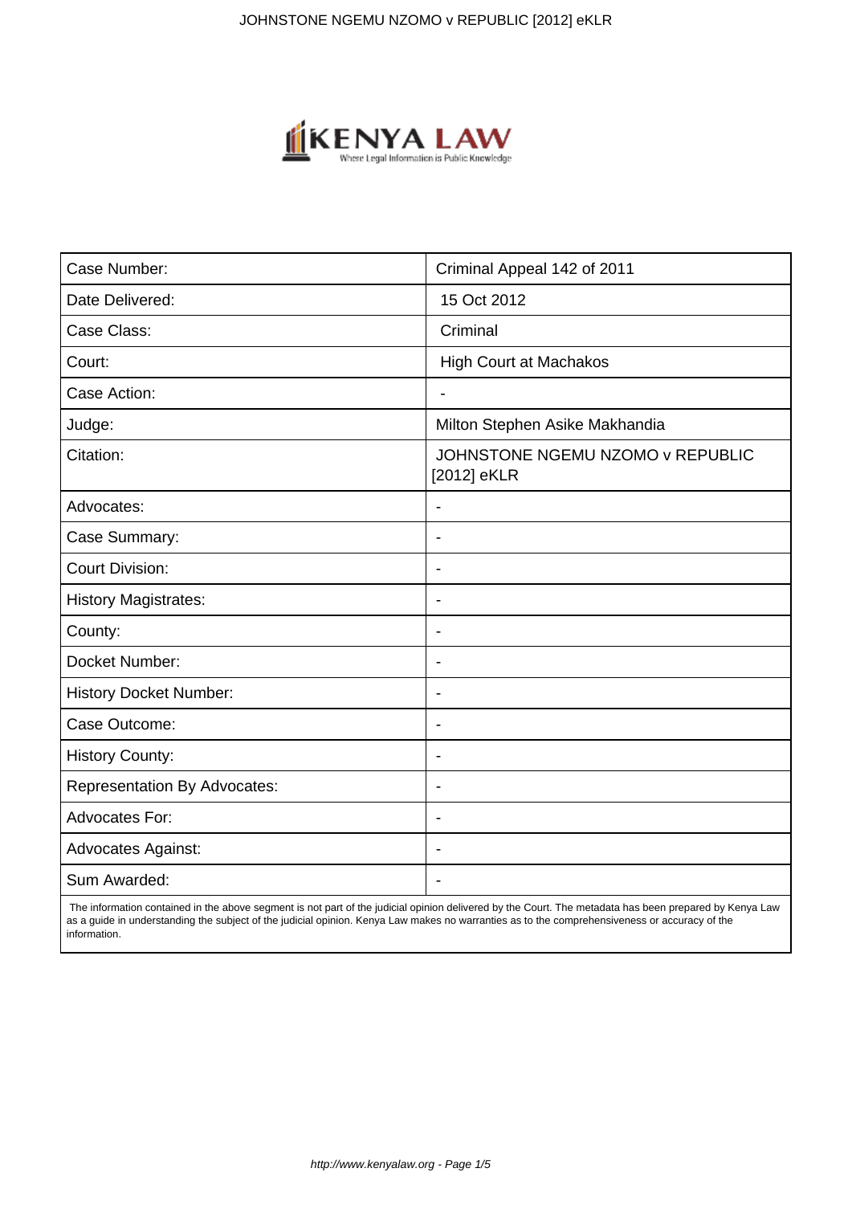| Case Number: | Criminal Appeal 142 of 2011 |
| --- | --- |
| Date Delivered: | 15 Oct 2012 |
| Case Class: | Criminal |
| Court: | High Court at Machakos |
| Case Action: | - |
| Judge: | Milton Stephen Asike Makhandia |
| Citation: | JOHNSTONE NGEMU NZOMO v REPUBLIC [2012] eKLR |
| Advocates: | - |
| Case Summary: | - |
| Court Division: | - |
| History Magistrates: | - |
| County: | - |
| Docket Number: | - |
| History Docket Number: | - |
| Case Outcome: | - |
| History County: | - |
| Representation By Advocates: | - |
| Advocates For: | - |
| Advocates Against: | - |
| Sum Awarded: | - |

The information contained in the above segment is not part of the judicial opinion delivered by the Court. The metadata has been prepared by Kenya Law as a guide in understanding the subject of the judicial opinion. Kenya Law makes no warranties as to the comprehensiveness or accuracy of the information.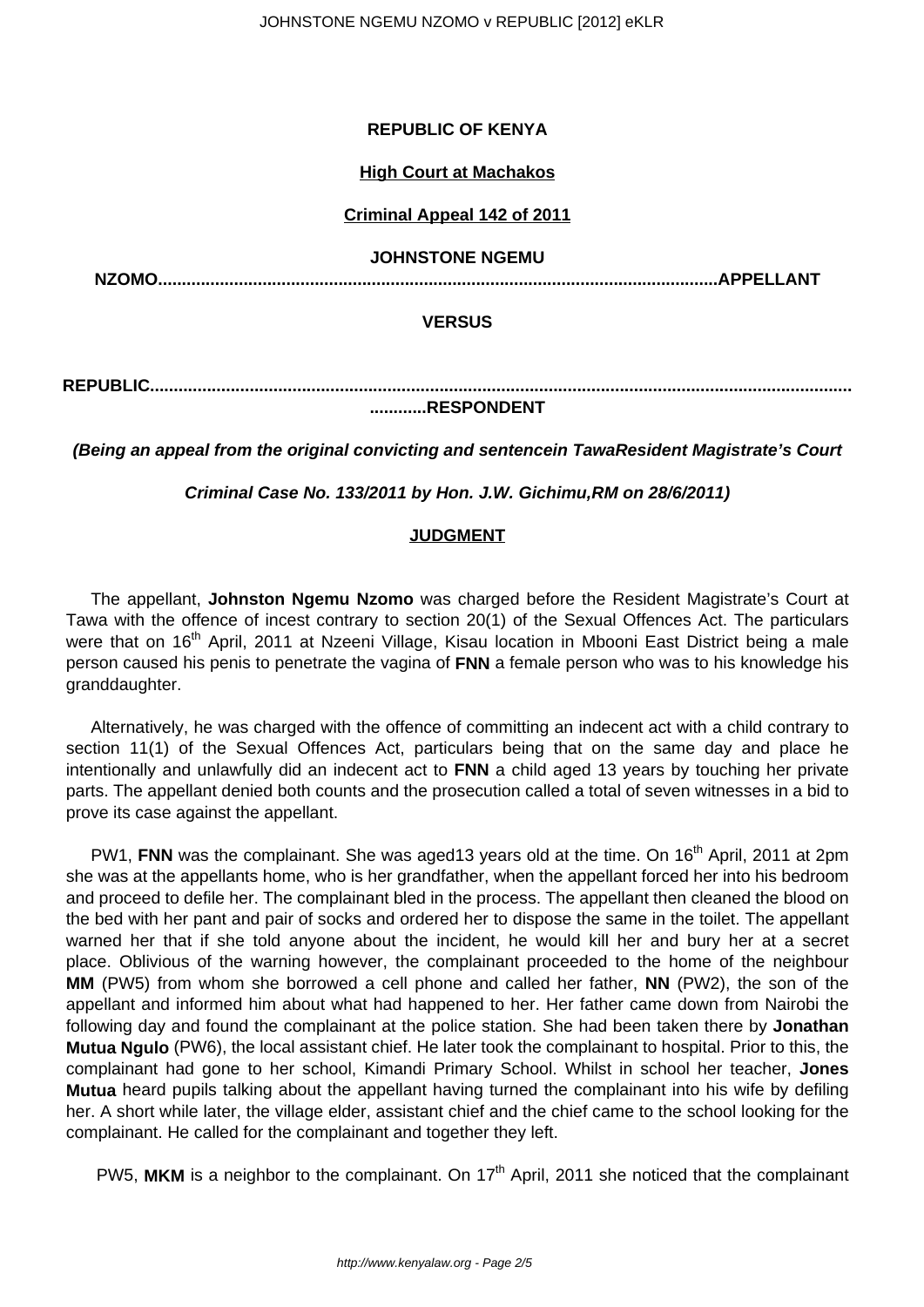**REPUBLIC OF KENYA**

**High Court at Machakos**

**Criminal Appeal 142 of 2011**

**JOHNSTONE NGEMU NZOMO.....................................................................................................................APPELLANT**

**VERSUS**

**REPUBLIC.....................................................................................................................................................RESPONDENT**

***(Being an appeal from the original convicting and sentencein TawaResident Magistrate's Court***

***Criminal Case No. 133/2011 by Hon. J.W. Gichimu,RM on 28/6/2011)***

**JUDGMENT**

The appellant, **Johnston Ngemu Nzomo** was charged before the Resident Magistrate's Court at Tawa with the offence of incest contrary to section 20(1) of the Sexual Offences Act. The particulars were that on 16th April, 2011 at Nzeeni Village, Kisau location in Mbooni East District being a male person caused his penis to penetrate the vagina of **FNN** a female person who was to his knowledge his granddaughter.

Alternatively, he was charged with the offence of committing an indecent act with a child contrary to section 11(1) of the Sexual Offences Act, particulars being that on the same day and place he intentionally and unlawfully did an indecent act to **FNN** a child aged 13 years by touching her private parts. The appellant denied both counts and the prosecution called a total of seven witnesses in a bid to prove its case against the appellant.

PW1, **FNN** was the complainant. She was aged13 years old at the time. On 16th April, 2011 at 2pm she was at the appellants home, who is her grandfather, when the appellant forced her into his bedroom and proceed to defile her. The complainant bled in the process. The appellant then cleaned the blood on the bed with her pant and pair of socks and ordered her to dispose the same in the toilet. The appellant warned her that if she told anyone about the incident, he would kill her and bury her at a secret place. Oblivious of the warning however, the complainant proceeded to the home of the neighbour **MM** (PW5) from whom she borrowed a cell phone and called her father, **NN** (PW2), the son of the appellant and informed him about what had happened to her. Her father came down from Nairobi the following day and found the complainant at the police station. She had been taken there by **Jonathan Mutua Ngulo** (PW6), the local assistant chief. He later took the complainant to hospital. Prior to this, the complainant had gone to her school, Kimandi Primary School. Whilst in school her teacher, **Jones Mutua** heard pupils talking about the appellant having turned the complainant into his wife by defiling her. A short while later, the village elder, assistant chief and the chief came to the school looking for the complainant. He called for the complainant and together they left.

PW5, **MKM** is a neighbor to the complainant. On 17th April, 2011 she noticed that the complainant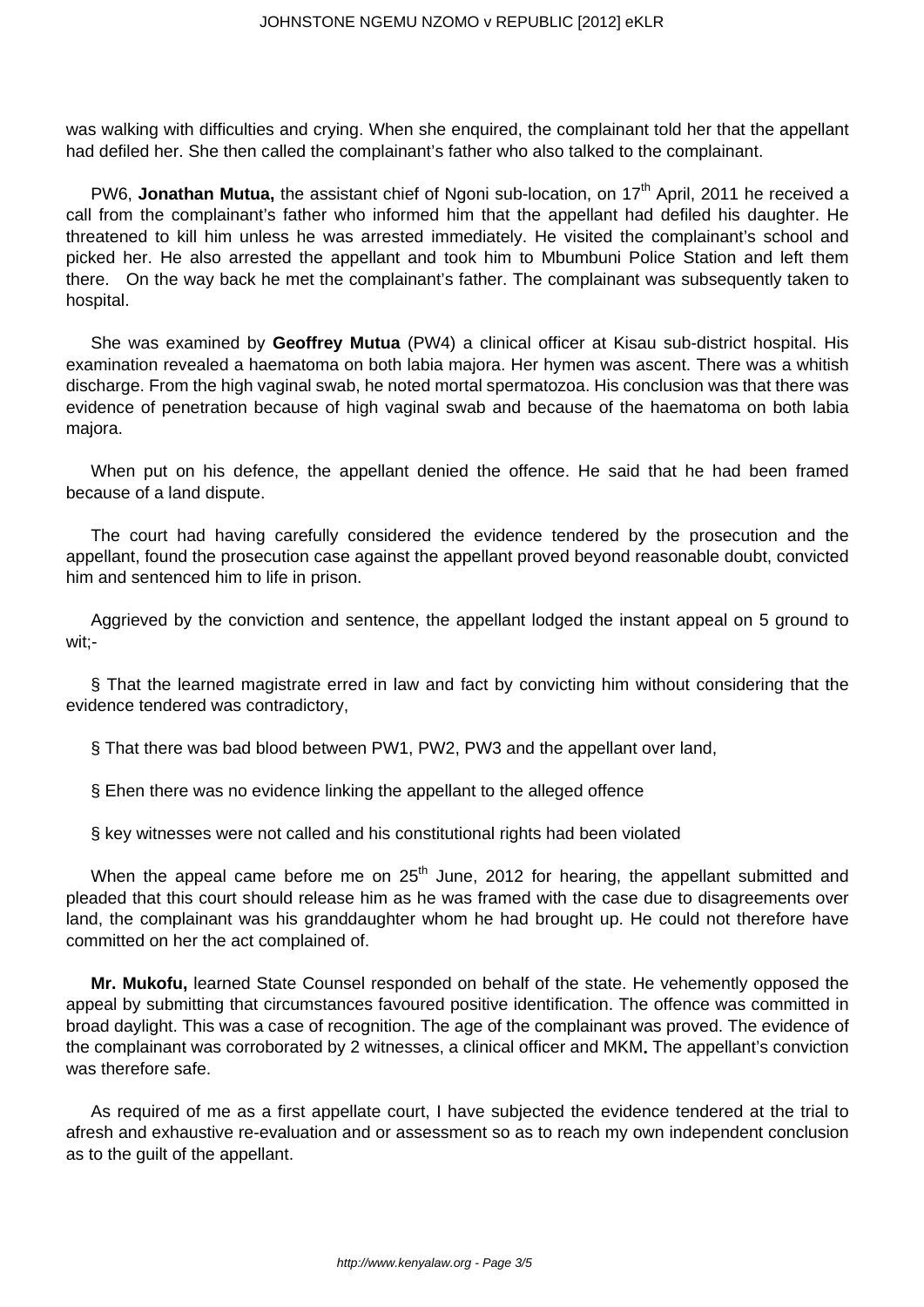was walking with difficulties and crying. When she enquired, the complainant told her that the appellant had defiled her. She then called the complainant's father who also talked to the complainant.

PW6, **Jonathan Mutua,** the assistant chief of Ngoni sub-location, on 17th April, 2011 he received a call from the complainant's father who informed him that the appellant had defiled his daughter. He threatened to kill him unless he was arrested immediately. He visited the complainant's school and picked her. He also arrested the appellant and took him to Mbumbuni Police Station and left them there. On the way back he met the complainant's father. The complainant was subsequently taken to hospital.

She was examined by **Geoffrey Mutua** (PW4) a clinical officer at Kisau sub-district hospital. His examination revealed a haematoma on both labia majora. Her hymen was ascent. There was a whitish discharge. From the high vaginal swab, he noted mortal spermatozoa. His conclusion was that there was evidence of penetration because of high vaginal swab and because of the haematoma on both labia majora.

When put on his defence, the appellant denied the offence. He said that he had been framed because of a land dispute.

The court had having carefully considered the evidence tendered by the prosecution and the appellant, found the prosecution case against the appellant proved beyond reasonable doubt, convicted him and sentenced him to life in prison.

Aggrieved by the conviction and sentence, the appellant lodged the instant appeal on 5 ground to wit;-

§ That the learned magistrate erred in law and fact by convicting him without considering that the evidence tendered was contradictory,

§ That there was bad blood between PW1, PW2, PW3 and the appellant over land,

§ Ehen there was no evidence linking the appellant to the alleged offence

§ key witnesses were not called and his constitutional rights had been violated

When the appeal came before me on 25th June, 2012 for hearing, the appellant submitted and pleaded that this court should release him as he was framed with the case due to disagreements over land, the complainant was his granddaughter whom he had brought up. He could not therefore have committed on her the act complained of.

**Mr. Mukofu,** learned State Counsel responded on behalf of the state. He vehemently opposed the appeal by submitting that circumstances favoured positive identification. The offence was committed in broad daylight. This was a case of recognition. The age of the complainant was proved. The evidence of the complainant was corroborated by 2 witnesses, a clinical officer and MKM**.** The appellant's conviction was therefore safe.

As required of me as a first appellate court, I have subjected the evidence tendered at the trial to afresh and exhaustive re-evaluation and or assessment so as to reach my own independent conclusion as to the guilt of the appellant.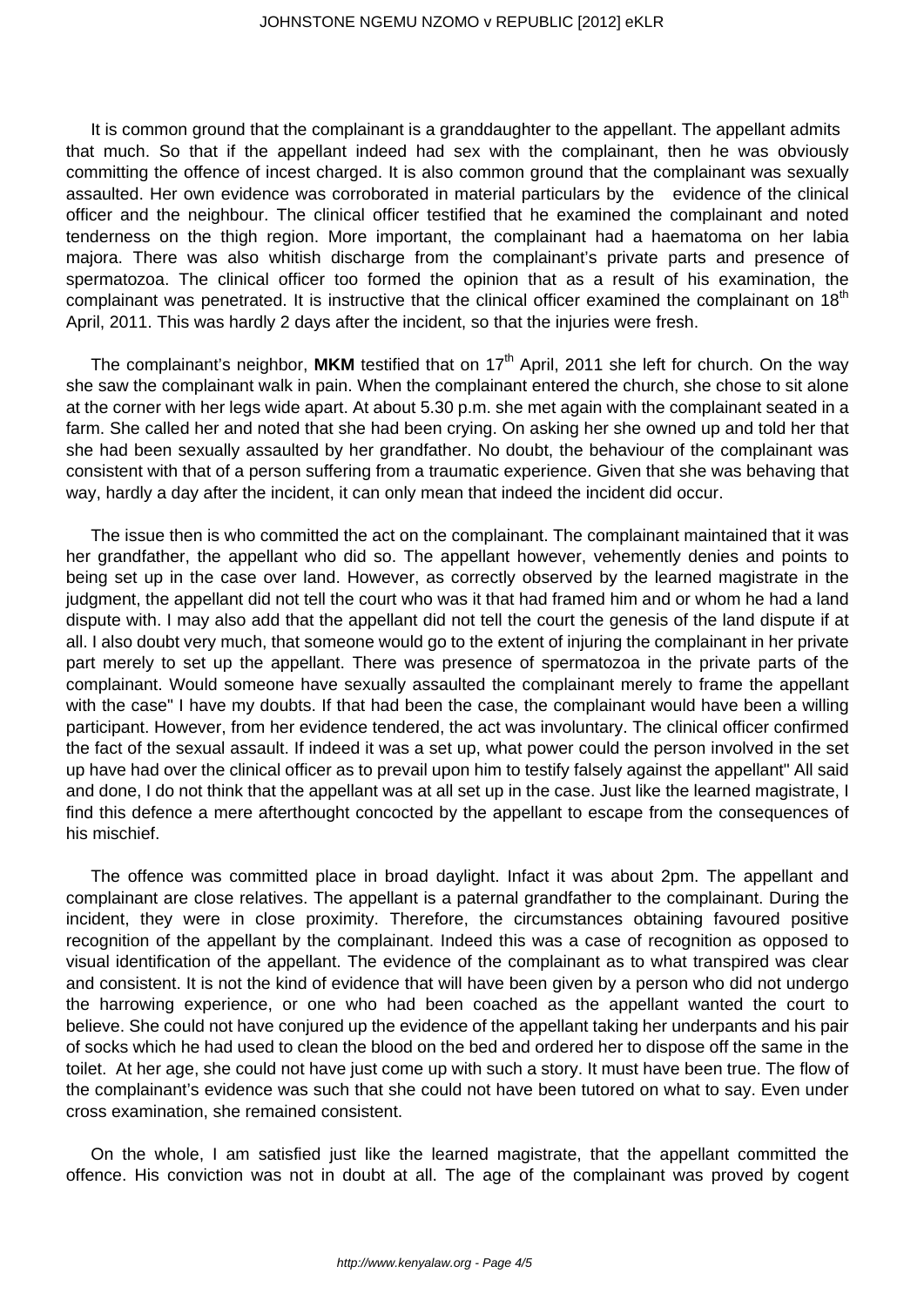It is common ground that the complainant is a granddaughter to the appellant. The appellant admits that much. So that if the appellant indeed had sex with the complainant, then he was obviously committing the offence of incest charged. It is also common ground that the complainant was sexually assaulted. Her own evidence was corroborated in material particulars by the evidence of the clinical officer and the neighbour. The clinical officer testified that he examined the complainant and noted tenderness on the thigh region. More important, the complainant had a haematoma on her labia majora. There was also whitish discharge from the complainant's private parts and presence of spermatozoa. The clinical officer too formed the opinion that as a result of his examination, the complainant was penetrated. It is instructive that the clinical officer examined the complainant on 18th April, 2011. This was hardly 2 days after the incident, so that the injuries were fresh.

The complainant's neighbor, **MKM** testified that on 17th April, 2011 she left for church. On the way she saw the complainant walk in pain. When the complainant entered the church, she chose to sit alone at the corner with her legs wide apart. At about 5.30 p.m. she met again with the complainant seated in a farm. She called her and noted that she had been crying. On asking her she owned up and told her that she had been sexually assaulted by her grandfather. No doubt, the behaviour of the complainant was consistent with that of a person suffering from a traumatic experience. Given that she was behaving that way, hardly a day after the incident, it can only mean that indeed the incident did occur.

The issue then is who committed the act on the complainant. The complainant maintained that it was her grandfather, the appellant who did so. The appellant however, vehemently denies and points to being set up in the case over land. However, as correctly observed by the learned magistrate in the judgment, the appellant did not tell the court who was it that had framed him and or whom he had a land dispute with. I may also add that the appellant did not tell the court the genesis of the land dispute if at all. I also doubt very much, that someone would go to the extent of injuring the complainant in her private part merely to set up the appellant. There was presence of spermatozoa in the private parts of the complainant. Would someone have sexually assaulted the complainant merely to frame the appellant with the case" I have my doubts. If that had been the case, the complainant would have been a willing participant. However, from her evidence tendered, the act was involuntary. The clinical officer confirmed the fact of the sexual assault. If indeed it was a set up, what power could the person involved in the set up have had over the clinical officer as to prevail upon him to testify falsely against the appellant" All said and done, I do not think that the appellant was at all set up in the case. Just like the learned magistrate, I find this defence a mere afterthought concocted by the appellant to escape from the consequences of his mischief.

The offence was committed place in broad daylight. Infact it was about 2pm. The appellant and complainant are close relatives. The appellant is a paternal grandfather to the complainant. During the incident, they were in close proximity. Therefore, the circumstances obtaining favoured positive recognition of the appellant by the complainant. Indeed this was a case of recognition as opposed to visual identification of the appellant. The evidence of the complainant as to what transpired was clear and consistent. It is not the kind of evidence that will have been given by a person who did not undergo the harrowing experience, or one who had been coached as the appellant wanted the court to believe. She could not have conjured up the evidence of the appellant taking her underpants and his pair of socks which he had used to clean the blood on the bed and ordered her to dispose off the same in the toilet. At her age, she could not have just come up with such a story. It must have been true. The flow of the complainant's evidence was such that she could not have been tutored on what to say. Even under cross examination, she remained consistent.

On the whole, I am satisfied just like the learned magistrate, that the appellant committed the offence. His conviction was not in doubt at all. The age of the complainant was proved by cogent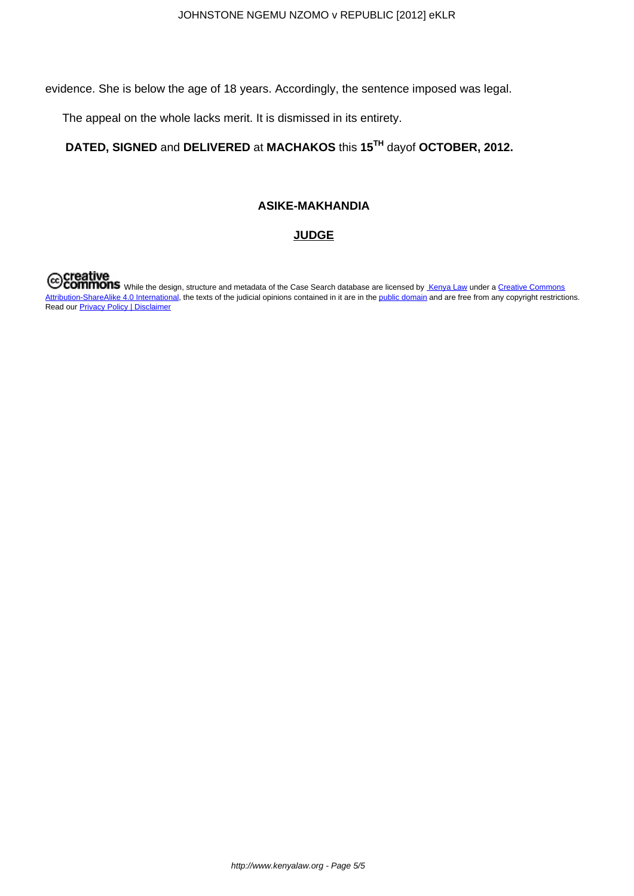evidence. She is below the age of 18 years. Accordingly, the sentence imposed was legal.

The appeal on the whole lacks merit. It is dismissed in its entirety.

**DATED, SIGNED** and **DELIVERED** at **MACHAKOS** this **15$^{TH}$** dayof **OCTOBER, 2012.**

**ASIKE-MAKHANDIA**

**JUDGE**

While the design, structure and metadata of the Case Search database are licensed by Kenya Law under a Creative Commons Attribution-ShareAlike 4.0 International, the texts of the judicial opinions contained in it are in the public domain and are free from any copyright restrictions. Read our Privacy Policy | Disclaimer